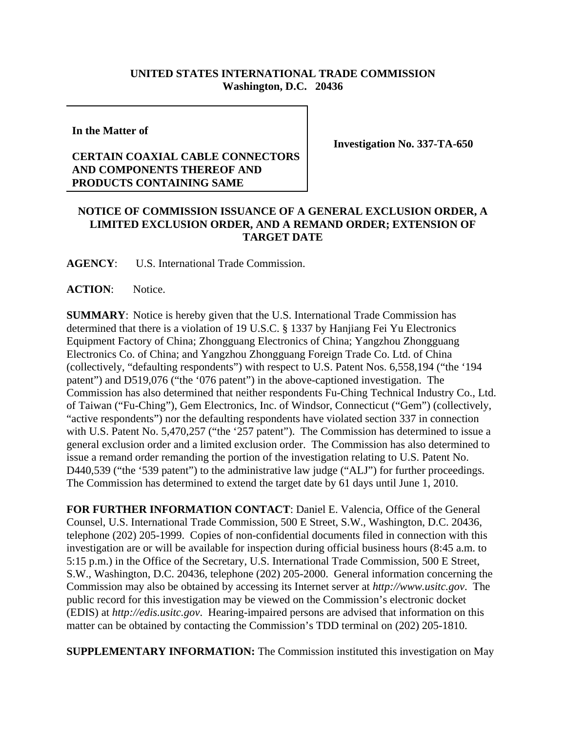**UNITED STATES INTERNATIONAL TRADE COMMISSION**
**Washington, D.C. 20436**

| **In the Matter of**<br><br>**CERTAIN COAXIAL CABLE CONNECTORS AND COMPONENTS THEREOF AND PRODUCTS CONTAINING SAME** | **Investigation No. 337-TA-650** |
|---|---|

## NOTICE OF COMMISSION ISSUANCE OF A GENERAL EXCLUSION ORDER, A LIMITED EXCLUSION ORDER, AND A REMAND ORDER; EXTENSION OF TARGET DATE

**AGENCY**: U.S. International Trade Commission.

**ACTION**: Notice.

**SUMMARY**: Notice is hereby given that the U.S. International Trade Commission has determined that there is a violation of 19 U.S.C. § 1337 by Hanjiang Fei Yu Electronics Equipment Factory of China; Zhongguang Electronics of China; Yangzhou Zhongguang Electronics Co. of China; and Yangzhou Zhongguang Foreign Trade Co. Ltd. of China (collectively, "defaulting respondents") with respect to U.S. Patent Nos. 6,558,194 ("the '194 patent") and D519,076 ("the '076 patent") in the above-captioned investigation. The Commission has also determined that neither respondents Fu-Ching Technical Industry Co., Ltd. of Taiwan ("Fu-Ching"), Gem Electronics, Inc. of Windsor, Connecticut ("Gem") (collectively, "active respondents") nor the defaulting respondents have violated section 337 in connection with U.S. Patent No. 5,470,257 ("the '257 patent"). The Commission has determined to issue a general exclusion order and a limited exclusion order. The Commission has also determined to issue a remand order remanding the portion of the investigation relating to U.S. Patent No. D440,539 ("the '539 patent") to the administrative law judge ("ALJ") for further proceedings. The Commission has determined to extend the target date by 61 days until June 1, 2010.

**FOR FURTHER INFORMATION CONTACT**: Daniel E. Valencia, Office of the General Counsel, U.S. International Trade Commission, 500 E Street, S.W., Washington, D.C. 20436, telephone (202) 205-1999. Copies of non-confidential documents filed in connection with this investigation are or will be available for inspection during official business hours (8:45 a.m. to 5:15 p.m.) in the Office of the Secretary, U.S. International Trade Commission, 500 E Street, S.W., Washington, D.C. 20436, telephone (202) 205-2000. General information concerning the Commission may also be obtained by accessing its Internet server at *http://www.usitc.gov*. The public record for this investigation may be viewed on the Commission's electronic docket (EDIS) at *http://edis.usitc.gov*. Hearing-impaired persons are advised that information on this matter can be obtained by contacting the Commission's TDD terminal on (202) 205-1810.

**SUPPLEMENTARY INFORMATION:** The Commission instituted this investigation on May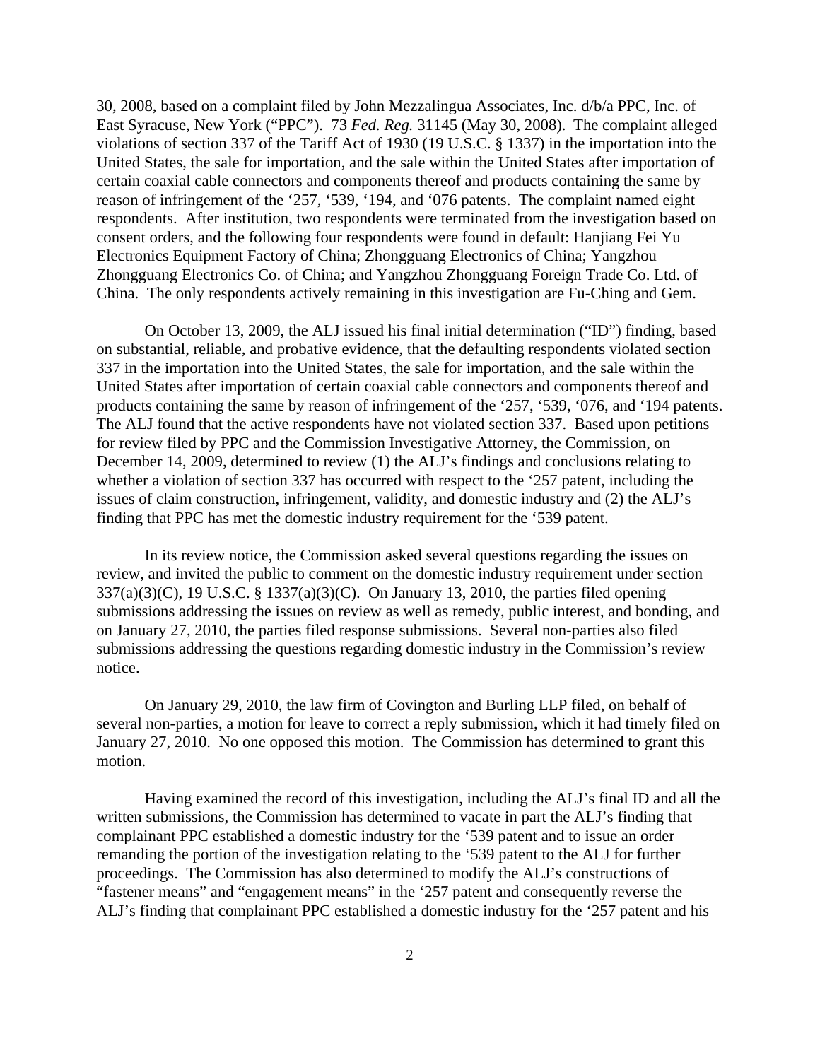30, 2008, based on a complaint filed by John Mezzalingua Associates, Inc. d/b/a PPC, Inc. of East Syracuse, New York ("PPC"). 73 *Fed. Reg.* 31145 (May 30, 2008). The complaint alleged violations of section 337 of the Tariff Act of 1930 (19 U.S.C. § 1337) in the importation into the United States, the sale for importation, and the sale within the United States after importation of certain coaxial cable connectors and components thereof and products containing the same by reason of infringement of the '257, '539, '194, and '076 patents. The complaint named eight respondents. After institution, two respondents were terminated from the investigation based on consent orders, and the following four respondents were found in default: Hanjiang Fei Yu Electronics Equipment Factory of China; Zhongguang Electronics of China; Yangzhou Zhongguang Electronics Co. of China; and Yangzhou Zhongguang Foreign Trade Co. Ltd. of China. The only respondents actively remaining in this investigation are Fu-Ching and Gem.

On October 13, 2009, the ALJ issued his final initial determination ("ID") finding, based on substantial, reliable, and probative evidence, that the defaulting respondents violated section 337 in the importation into the United States, the sale for importation, and the sale within the United States after importation of certain coaxial cable connectors and components thereof and products containing the same by reason of infringement of the '257, '539, '076, and '194 patents. The ALJ found that the active respondents have not violated section 337. Based upon petitions for review filed by PPC and the Commission Investigative Attorney, the Commission, on December 14, 2009, determined to review (1) the ALJ's findings and conclusions relating to whether a violation of section 337 has occurred with respect to the '257 patent, including the issues of claim construction, infringement, validity, and domestic industry and (2) the ALJ's finding that PPC has met the domestic industry requirement for the '539 patent.

In its review notice, the Commission asked several questions regarding the issues on review, and invited the public to comment on the domestic industry requirement under section 337(a)(3)(C), 19 U.S.C. § 1337(a)(3)(C). On January 13, 2010, the parties filed opening submissions addressing the issues on review as well as remedy, public interest, and bonding, and on January 27, 2010, the parties filed response submissions. Several non-parties also filed submissions addressing the questions regarding domestic industry in the Commission's review notice.

On January 29, 2010, the law firm of Covington and Burling LLP filed, on behalf of several non-parties, a motion for leave to correct a reply submission, which it had timely filed on January 27, 2010. No one opposed this motion. The Commission has determined to grant this motion.

Having examined the record of this investigation, including the ALJ's final ID and all the written submissions, the Commission has determined to vacate in part the ALJ's finding that complainant PPC established a domestic industry for the '539 patent and to issue an order remanding the portion of the investigation relating to the '539 patent to the ALJ for further proceedings. The Commission has also determined to modify the ALJ's constructions of "fastener means" and "engagement means" in the '257 patent and consequently reverse the ALJ's finding that complainant PPC established a domestic industry for the '257 patent and his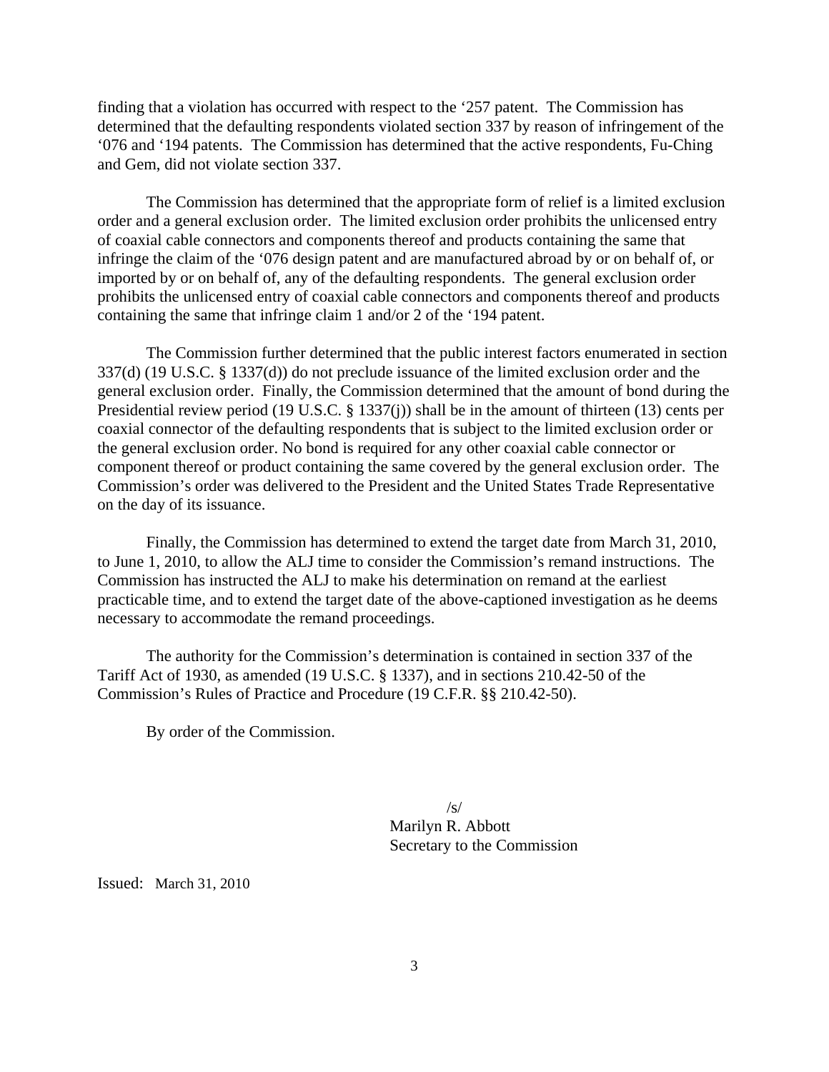finding that a violation has occurred with respect to the '257 patent. The Commission has determined that the defaulting respondents violated section 337 by reason of infringement of the '076 and '194 patents. The Commission has determined that the active respondents, Fu-Ching and Gem, did not violate section 337.

The Commission has determined that the appropriate form of relief is a limited exclusion order and a general exclusion order. The limited exclusion order prohibits the unlicensed entry of coaxial cable connectors and components thereof and products containing the same that infringe the claim of the '076 design patent and are manufactured abroad by or on behalf of, or imported by or on behalf of, any of the defaulting respondents. The general exclusion order prohibits the unlicensed entry of coaxial cable connectors and components thereof and products containing the same that infringe claim 1 and/or 2 of the '194 patent.

The Commission further determined that the public interest factors enumerated in section 337(d) (19 U.S.C. § 1337(d)) do not preclude issuance of the limited exclusion order and the general exclusion order. Finally, the Commission determined that the amount of bond during the Presidential review period (19 U.S.C. § 1337(j)) shall be in the amount of thirteen (13) cents per coaxial connector of the defaulting respondents that is subject to the limited exclusion order or the general exclusion order. No bond is required for any other coaxial cable connector or component thereof or product containing the same covered by the general exclusion order. The Commission's order was delivered to the President and the United States Trade Representative on the day of its issuance.

Finally, the Commission has determined to extend the target date from March 31, 2010, to June 1, 2010, to allow the ALJ time to consider the Commission's remand instructions. The Commission has instructed the ALJ to make his determination on remand at the earliest practicable time, and to extend the target date of the above-captioned investigation as he deems necessary to accommodate the remand proceedings.

The authority for the Commission's determination is contained in section 337 of the Tariff Act of 1930, as amended (19 U.S.C. § 1337), and in sections 210.42-50 of the Commission's Rules of Practice and Procedure (19 C.F.R. §§ 210.42-50).

By order of the Commission.

/s/
Marilyn R. Abbott
Secretary to the Commission

Issued: March 31, 2010